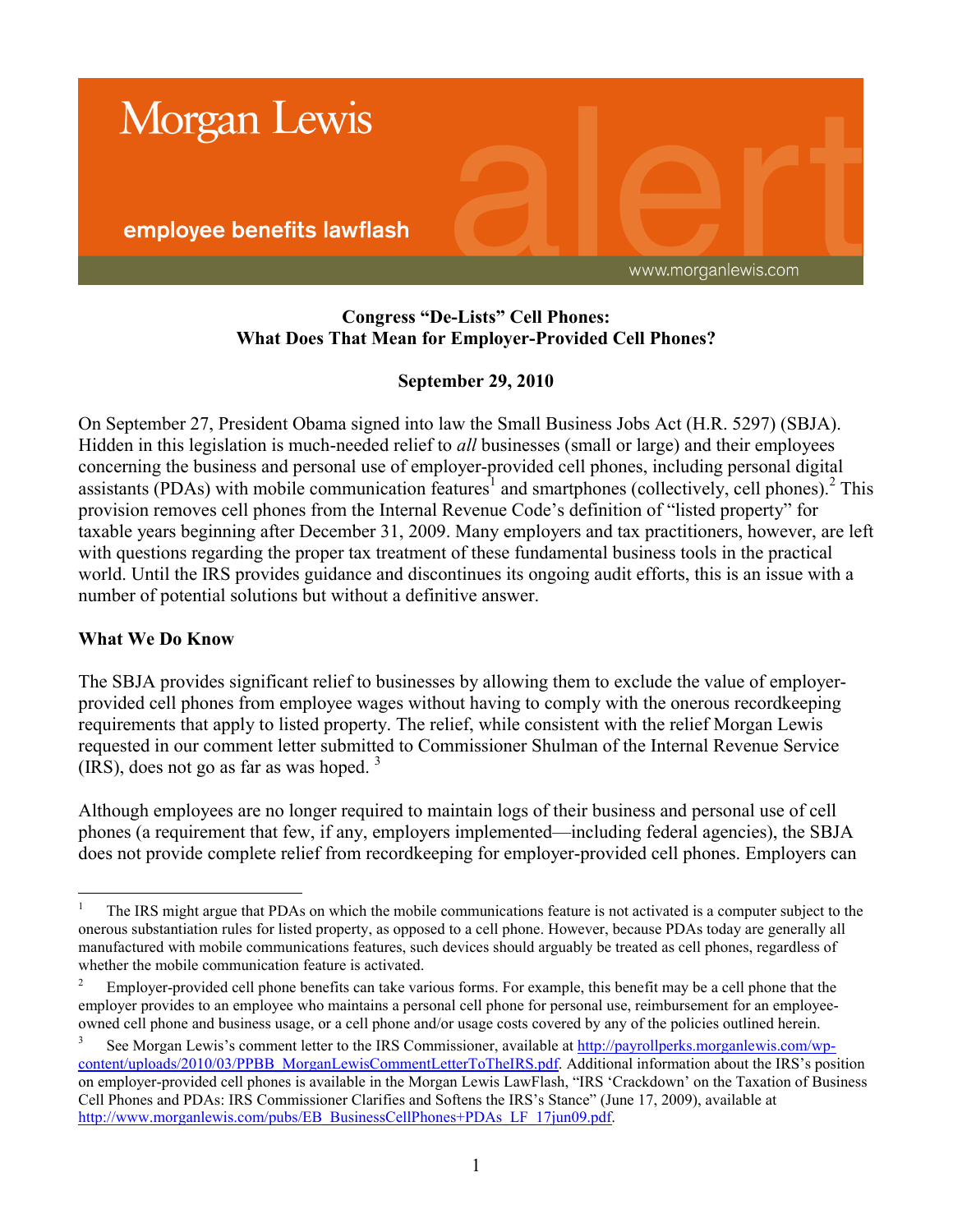Morgan Lewis

employee benefits lawflash

alert

www.morganlewis.com

**Congress "De-Lists" Cell Phones:**
**What Does That Mean for Employer-Provided Cell Phones?**

**September 29, 2010**

On September 27, President Obama signed into law the Small Business Jobs Act (H.R. 5297) (SBJA). Hidden in this legislation is much-needed relief to *all* businesses (small or large) and their employees concerning the business and personal use of employer-provided cell phones, including personal digital assistants (PDAs) with mobile communication features[1] and smartphones (collectively, cell phones).[2] This provision removes cell phones from the Internal Revenue Code's definition of "listed property" for taxable years beginning after December 31, 2009. Many employers and tax practitioners, however, are left with questions regarding the proper tax treatment of these fundamental business tools in the practical world. Until the IRS provides guidance and discontinues its ongoing audit efforts, this is an issue with a number of potential solutions but without a definitive answer.

**What We Do Know**

The SBJA provides significant relief to businesses by allowing them to exclude the value of employer-provided cell phones from employee wages without having to comply with the onerous recordkeeping requirements that apply to listed property. The relief, while consistent with the relief Morgan Lewis requested in our comment letter submitted to Commissioner Shulman of the Internal Revenue Service (IRS), does not go as far as was hoped. [3]

Although employees are no longer required to maintain logs of their business and personal use of cell phones (a requirement that few, if any, employers implemented—including federal agencies), the SBJA does not provide complete relief from recordkeeping for employer-provided cell phones. Employers can

---

[1] The IRS might argue that PDAs on which the mobile communications feature is not activated is a computer subject to the onerous substantiation rules for listed property, as opposed to a cell phone. However, because PDAs today are generally all manufactured with mobile communications features, such devices should arguably be treated as cell phones, regardless of whether the mobile communication feature is activated.

[2] Employer-provided cell phone benefits can take various forms. For example, this benefit may be a cell phone that the employer provides to an employee who maintains a personal cell phone for personal use, reimbursement for an employee-owned cell phone and business usage, or a cell phone and/or usage costs covered by any of the policies outlined herein.

[3] See Morgan Lewis's comment letter to the IRS Commissioner, available at http://payrollperks.morganlewis.com/wp-content/uploads/2010/03/PPBB_MorganLewisCommentLetterToTheIRS.pdf. Additional information about the IRS's position on employer-provided cell phones is available in the Morgan Lewis LawFlash, "IRS 'Crackdown' on the Taxation of Business Cell Phones and PDAs: IRS Commissioner Clarifies and Softens the IRS's Stance" (June 17, 2009), available at http://www.morganlewis.com/pubs/EB_BusinessCellPhones+PDAs_LF_17jun09.pdf.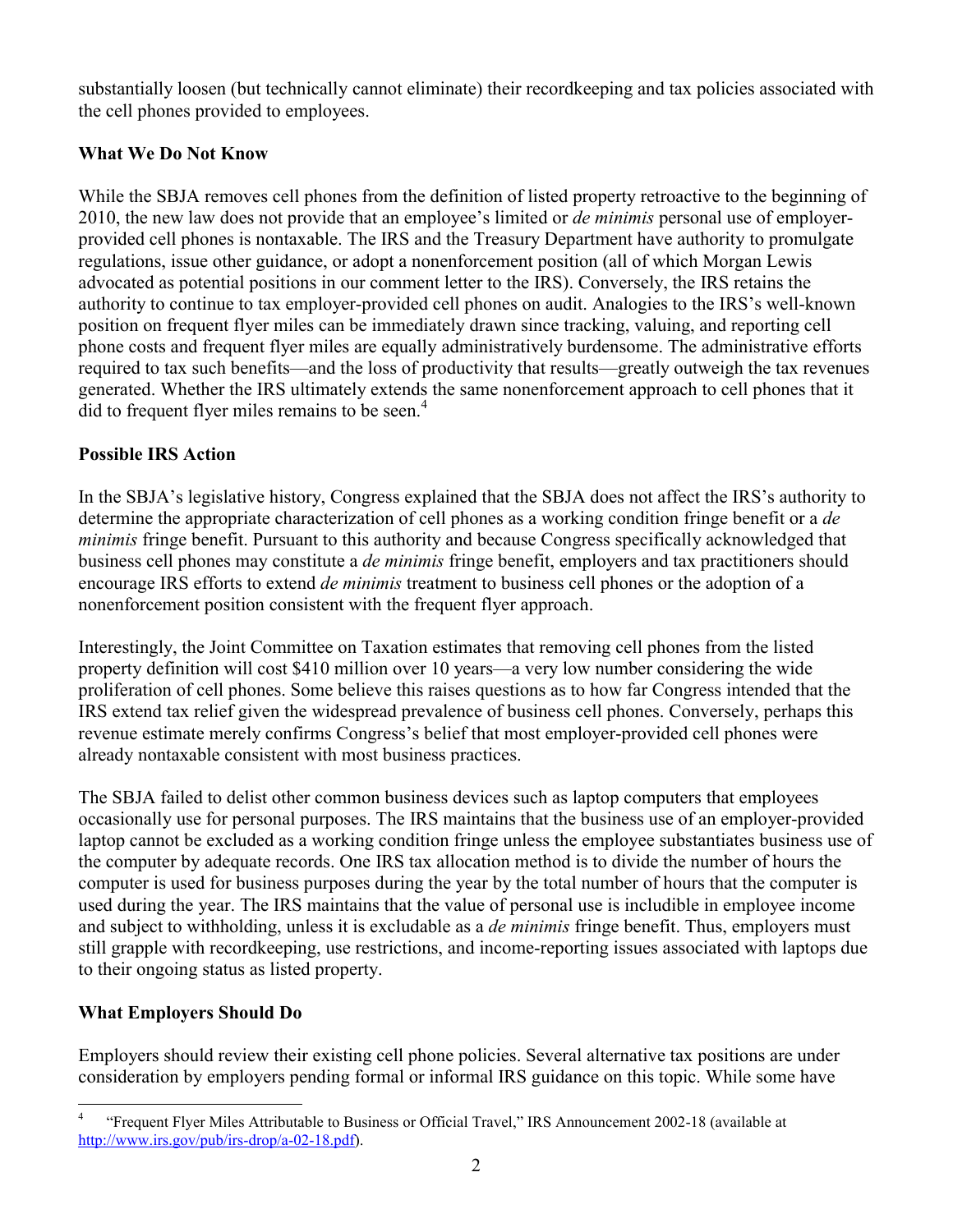substantially loosen (but technically cannot eliminate) their recordkeeping and tax policies associated with the cell phones provided to employees.

**What We Do Not Know**

While the SBJA removes cell phones from the definition of listed property retroactive to the beginning of 2010, the new law does not provide that an employee's limited or *de minimis* personal use of employer-provided cell phones is nontaxable. The IRS and the Treasury Department have authority to promulgate regulations, issue other guidance, or adopt a nonenforcement position (all of which Morgan Lewis advocated as potential positions in our comment letter to the IRS). Conversely, the IRS retains the authority to continue to tax employer-provided cell phones on audit. Analogies to the IRS's well-known position on frequent flyer miles can be immediately drawn since tracking, valuing, and reporting cell phone costs and frequent flyer miles are equally administratively burdensome. The administrative efforts required to tax such benefits—and the loss of productivity that results—greatly outweigh the tax revenues generated. Whether the IRS ultimately extends the same nonenforcement approach to cell phones that it did to frequent flyer miles remains to be seen.[4]

**Possible IRS Action**

In the SBJA's legislative history, Congress explained that the SBJA does not affect the IRS's authority to determine the appropriate characterization of cell phones as a working condition fringe benefit or a *de minimis* fringe benefit. Pursuant to this authority and because Congress specifically acknowledged that business cell phones may constitute a *de minimis* fringe benefit, employers and tax practitioners should encourage IRS efforts to extend *de minimis* treatment to business cell phones or the adoption of a nonenforcement position consistent with the frequent flyer approach.

Interestingly, the Joint Committee on Taxation estimates that removing cell phones from the listed property definition will cost $410 million over 10 years—a very low number considering the wide proliferation of cell phones. Some believe this raises questions as to how far Congress intended that the IRS extend tax relief given the widespread prevalence of business cell phones. Conversely, perhaps this revenue estimate merely confirms Congress's belief that most employer-provided cell phones were already nontaxable consistent with most business practices.

The SBJA failed to delist other common business devices such as laptop computers that employees occasionally use for personal purposes. The IRS maintains that the business use of an employer-provided laptop cannot be excluded as a working condition fringe unless the employee substantiates business use of the computer by adequate records. One IRS tax allocation method is to divide the number of hours the computer is used for business purposes during the year by the total number of hours that the computer is used during the year. The IRS maintains that the value of personal use is includible in employee income and subject to withholding, unless it is excludable as a *de minimis* fringe benefit. Thus, employers must still grapple with recordkeeping, use restrictions, and income-reporting issues associated with laptops due to their ongoing status as listed property.

**What Employers Should Do**

Employers should review their existing cell phone policies. Several alternative tax positions are under consideration by employers pending formal or informal IRS guidance on this topic. While some have

---

[4] "Frequent Flyer Miles Attributable to Business or Official Travel," IRS Announcement 2002-18 (available at http://www.irs.gov/pub/irs-drop/a-02-18.pdf).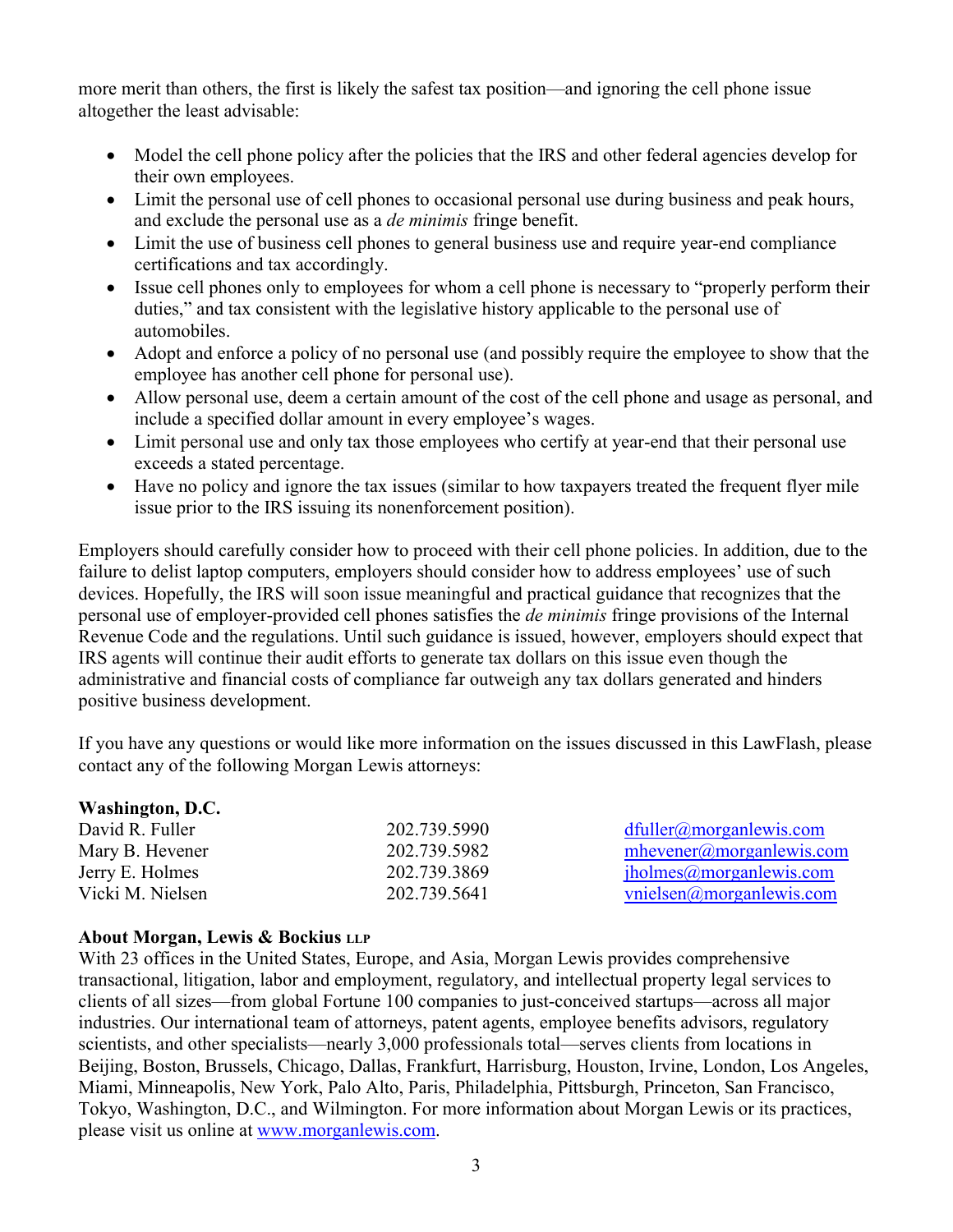more merit than others, the first is likely the safest tax position—and ignoring the cell phone issue altogether the least advisable:

- Model the cell phone policy after the policies that the IRS and other federal agencies develop for their own employees.
- Limit the personal use of cell phones to occasional personal use during business and peak hours, and exclude the personal use as a *de minimis* fringe benefit.
- Limit the use of business cell phones to general business use and require year-end compliance certifications and tax accordingly.
- Issue cell phones only to employees for whom a cell phone is necessary to "properly perform their duties," and tax consistent with the legislative history applicable to the personal use of automobiles.
- Adopt and enforce a policy of no personal use (and possibly require the employee to show that the employee has another cell phone for personal use).
- Allow personal use, deem a certain amount of the cost of the cell phone and usage as personal, and include a specified dollar amount in every employee's wages.
- Limit personal use and only tax those employees who certify at year-end that their personal use exceeds a stated percentage.
- Have no policy and ignore the tax issues (similar to how taxpayers treated the frequent flyer mile issue prior to the IRS issuing its nonenforcement position).

Employers should carefully consider how to proceed with their cell phone policies. In addition, due to the failure to delist laptop computers, employers should consider how to address employees' use of such devices. Hopefully, the IRS will soon issue meaningful and practical guidance that recognizes that the personal use of employer-provided cell phones satisfies the *de minimis* fringe provisions of the Internal Revenue Code and the regulations. Until such guidance is issued, however, employers should expect that IRS agents will continue their audit efforts to generate tax dollars on this issue even though the administrative and financial costs of compliance far outweigh any tax dollars generated and hinders positive business development.

If you have any questions or would like more information on the issues discussed in this LawFlash, please contact any of the following Morgan Lewis attorneys:

**Washington, D.C.**

| | | |
|---|---|---|
| David R. Fuller | 202.739.5990 | dfuller@morganlewis.com |
| Mary B. Hevener | 202.739.5982 | mhevener@morganlewis.com |
| Jerry E. Holmes | 202.739.3869 | jholmes@morganlewis.com |
| Vicki M. Nielsen | 202.739.5641 | vnielsen@morganlewis.com |

**About Morgan, Lewis & Bockius LLP**

With 23 offices in the United States, Europe, and Asia, Morgan Lewis provides comprehensive transactional, litigation, labor and employment, regulatory, and intellectual property legal services to clients of all sizes—from global Fortune 100 companies to just-conceived startups—across all major industries. Our international team of attorneys, patent agents, employee benefits advisors, regulatory scientists, and other specialists—nearly 3,000 professionals total—serves clients from locations in Beijing, Boston, Brussels, Chicago, Dallas, Frankfurt, Harrisburg, Houston, Irvine, London, Los Angeles, Miami, Minneapolis, New York, Palo Alto, Paris, Philadelphia, Pittsburgh, Princeton, San Francisco, Tokyo, Washington, D.C., and Wilmington. For more information about Morgan Lewis or its practices, please visit us online at www.morganlewis.com.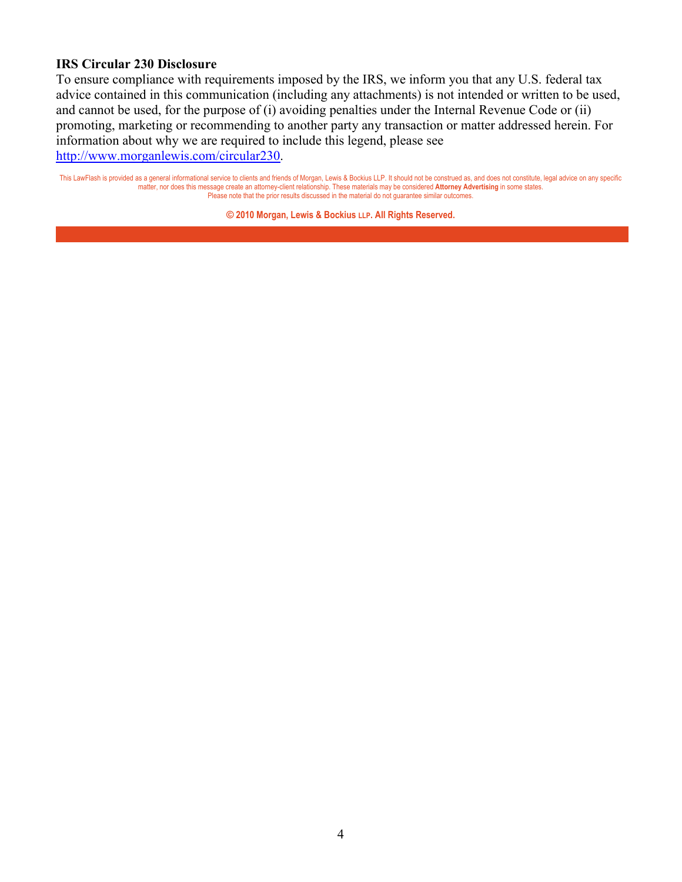**IRS Circular 230 Disclosure**

To ensure compliance with requirements imposed by the IRS, we inform you that any U.S. federal tax advice contained in this communication (including any attachments) is not intended or written to be used, and cannot be used, for the purpose of (i) avoiding penalties under the Internal Revenue Code or (ii) promoting, marketing or recommending to another party any transaction or matter addressed herein. For information about why we are required to include this legend, please see http://www.morganlewis.com/circular230.

This LawFlash is provided as a general informational service to clients and friends of Morgan, Lewis & Bockius LLP. It should not be construed as, and does not constitute, legal advice on any specific matter, nor does this message create an attorney-client relationship. These materials may be considered **Attorney Advertising** in some states. Please note that the prior results discussed in the material do not guarantee similar outcomes.

**© 2010 Morgan, Lewis & Bockius LLP. All Rights Reserved.**